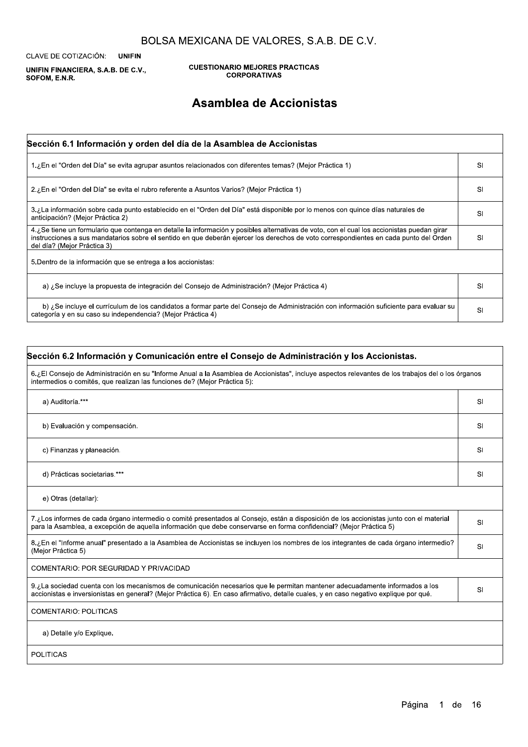BOLSA MEXICANA DE VALORES, S.A.B. DE C.V.

CLAVE DE COTIZACIÓN: **UNIFIN**

**UNIFIN FINANCIERA, S.A.B. DE C.V., SOFOM, E.N.R.**

**CUESTIONARIO MEJORES PRACTICAS CORPORATIVAS**

# Asamblea de Accionistas

## Sección 6.1 Información y orden del día de la Asamblea de Accionistas

| Pregunta | Respuesta |
|---|---|
| 1.¿En el "Orden del Día" se evita agrupar asuntos relacionados con diferentes temas? (Mejor Práctica 1) | SI |
| 2.¿En el "Orden del Día" se evita el rubro referente a Asuntos Varios? (Mejor Práctica 1) | SI |
| 3.¿La información sobre cada punto establecido en el "Orden del Día" está disponible por lo menos con quince días naturales de anticipación? (Mejor Práctica 2) | SI |
| 4.¿Se tiene un formulario que contenga en detalle la información y posibles alternativas de voto, con el cual los accionistas puedan girar instrucciones a sus mandatarios sobre el sentido en que deberán ejercer los derechos de voto correspondientes en cada punto del Orden del día? (Mejor Práctica 3) | SI |
| 5.Dentro de la información que se entrega a los accionistas: | |
| a) ¿Se incluye la propuesta de integración del Consejo de Administración? (Mejor Práctica 4) | SI |
| b) ¿Se incluye el currículum de los candidatos a formar parte del Consejo de Administración con información suficiente para evaluar su categoría y en su caso su independencia? (Mejor Práctica 4) | SI |

## Sección 6.2 Información y Comunicación entre el Consejo de Administración y los Accionistas.

| Pregunta | Respuesta |
|---|---|
| 6.¿El Consejo de Administración en su "Informe Anual a la Asamblea de Accionistas", incluye aspectos relevantes de los trabajos del o los órganos intermedios o comités, que realizan las funciones de? (Mejor Práctica 5): | |
| a) Auditoría.*** | SI |
| b) Evaluación y compensación. | SI |
| c) Finanzas y planeación. | SI |
| d) Prácticas societarias.*** | SI |
| e) Otras (detallar): | |
| 7.¿Los informes de cada órgano intermedio o comité presentados al Consejo, están a disposición de los accionistas junto con el material para la Asamblea, a excepción de aquella información que debe conservarse en forma confidencial? (Mejor Práctica 5) | SI |
| 8.¿En el "Informe anual" presentado a la Asamblea de Accionistas se incluyen los nombres de los integrantes de cada órgano intermedio? (Mejor Práctica 5) | SI |
| COMENTARIO: POR SEGURIDAD Y PRIVACIDAD | |
| 9.¿La sociedad cuenta con los mecanismos de comunicación necesarios que le permitan mantener adecuadamente informados a los accionistas e inversionistas en general? (Mejor Práctica 6). En caso afirmativo, detalle cuales, y en caso negativo explique por qué. | SI |
| COMENTARIO: POLITICAS | |
| a) Detalle y/o Explique. | |
| POLITICAS | |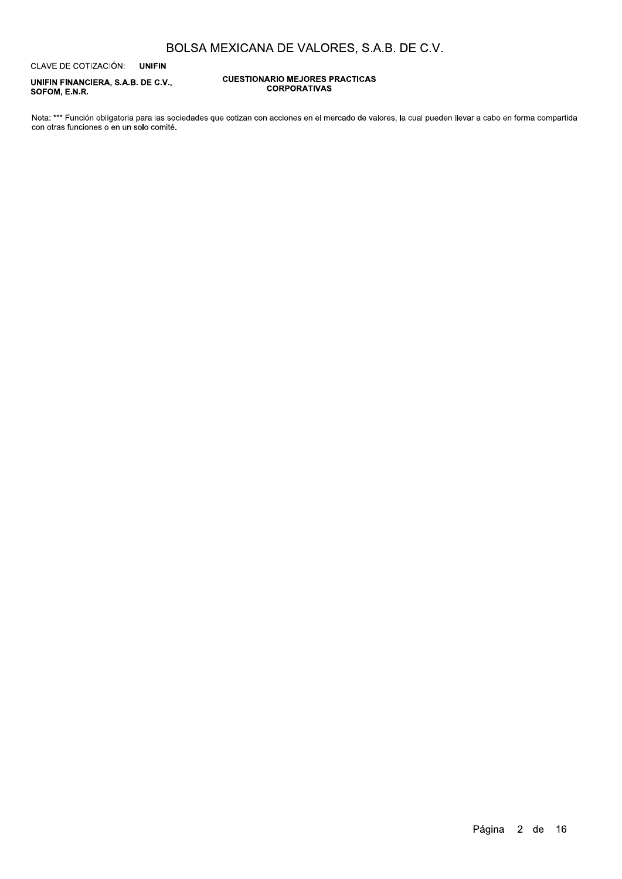Nota: *** Función obligatoria para las sociedades que cotizan con acciones en el mercado de valores, la cual pueden llevar a cabo en forma compartida con otras funciones o en un solo comité.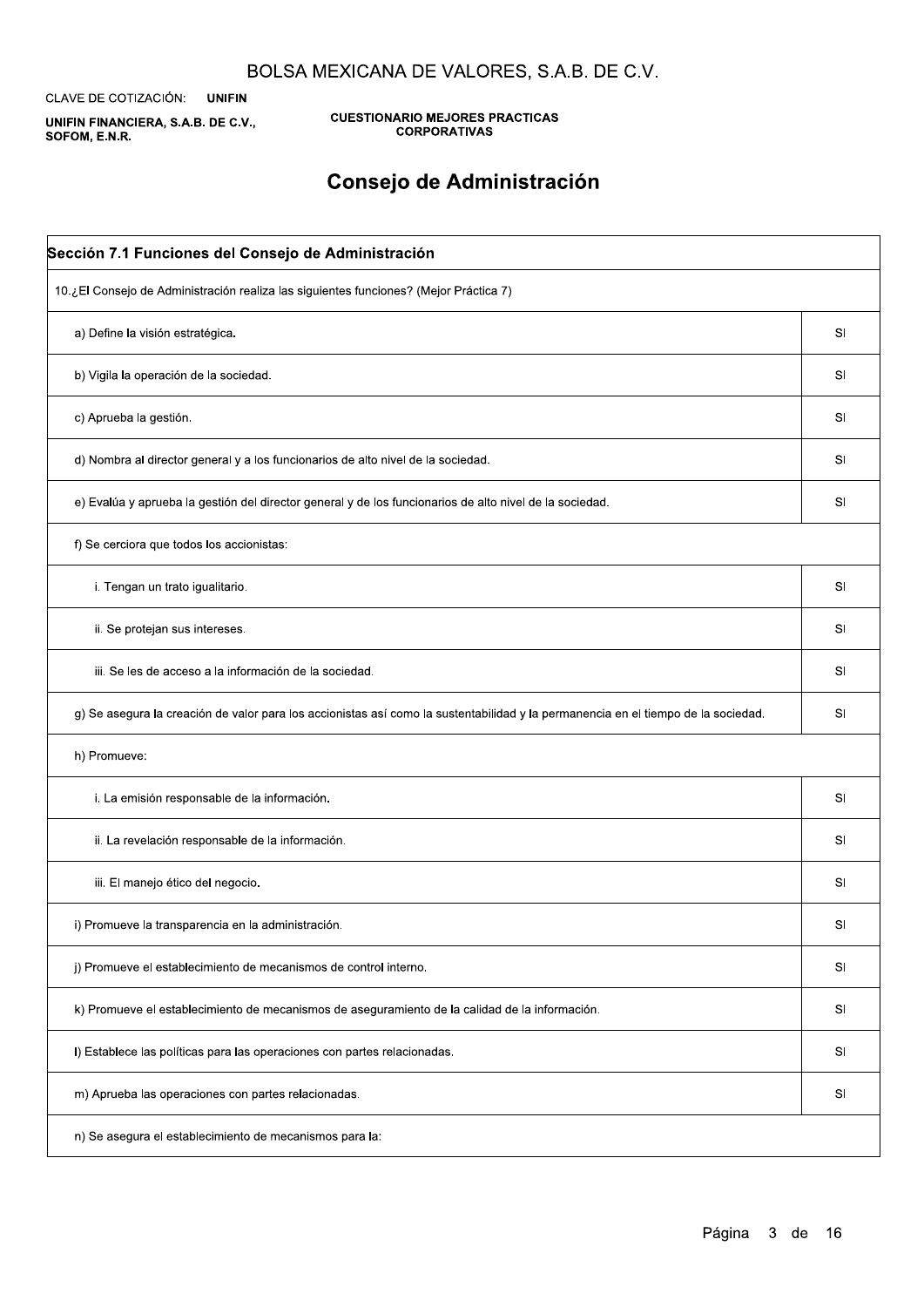BOLSA MEXICANA DE VALORES, S.A.B. DE C.V.

CLAVE DE COTIZACIÓN: **UNIFIN**

**UNIFIN FINANCIERA, S.A.B. DE C.V., SOFOM, E.N.R.**

**CUESTIONARIO MEJORES PRACTICAS CORPORATIVAS**

# Consejo de Administración

| Sección 7.1 Funciones del Consejo de Administración | |
|---|---|
| 10.¿El Consejo de Administración realiza las siguientes funciones? (Mejor Práctica 7) | |
| a) Define la visión estratégica. | SI |
| b) Vigila la operación de la sociedad. | SI |
| c) Aprueba la gestión. | SI |
| d) Nombra al director general y a los funcionarios de alto nivel de la sociedad. | SI |
| e) Evalúa y aprueba la gestión del director general y de los funcionarios de alto nivel de la sociedad. | SI |
| f) Se cerciora que todos los accionistas: | |
| i. Tengan un trato igualitario. | SI |
| ii. Se protejan sus intereses. | SI |
| iii. Se les de acceso a la información de la sociedad. | SI |
| g) Se asegura la creación de valor para los accionistas así como la sustentabilidad y la permanencia en el tiempo de la sociedad. | SI |
| h) Promueve: | |
| i. La emisión responsable de la información. | SI |
| ii. La revelación responsable de la información. | SI |
| iii. El manejo ético del negocio. | SI |
| i) Promueve la transparencia en la administración. | SI |
| j) Promueve el establecimiento de mecanismos de control interno. | SI |
| k) Promueve el establecimiento de mecanismos de aseguramiento de la calidad de la información. | SI |
| l) Establece las políticas para las operaciones con partes relacionadas. | SI |
| m) Aprueba las operaciones con partes relacionadas. | SI |
| n) Se asegura el establecimiento de mecanismos para la: | |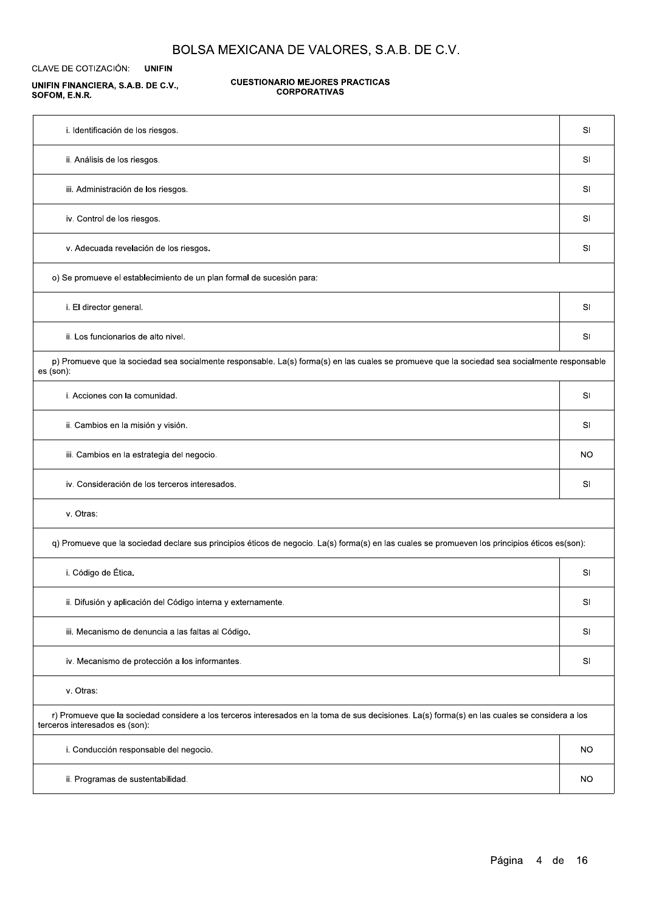| | |
|---|---|
| i. Identificación de los riesgos. | SI |
| ii. Análisis de los riesgos. | SI |
| iii. Administración de los riesgos. | SI |
| iv. Control de los riesgos. | SI |
| v. Adecuada revelación de los riesgos. | SI |
| o) Se promueve el establecimiento de un plan formal de sucesión para: | |
| i. El director general. | SI |
| ii. Los funcionarios de alto nivel. | SI |
| p) Promueve que la sociedad sea socialmente responsable. La(s) forma(s) en las cuales se promueve que la sociedad sea socialmente responsable es (son): | |
| i. Acciones con la comunidad. | SI |
| ii. Cambios en la misión y visión. | SI |
| iii. Cambios en la estrategia del negocio. | NO |
| iv. Consideración de los terceros interesados. | SI |
| v. Otras: | |
| q) Promueve que la sociedad declare sus principios éticos de negocio. La(s) forma(s) en las cuales se promueven los principios éticos es(son): | |
| i. Código de Ética. | SI |
| ii. Difusión y aplicación del Código interna y externamente. | SI |
| iii. Mecanismo de denuncia a las faltas al Código. | SI |
| iv. Mecanismo de protección a los informantes. | SI |
| v. Otras: | |
| r) Promueve que la sociedad considere a los terceros interesados en la toma de sus decisiones. La(s) forma(s) en las cuales se considera a los terceros interesados es (son): | |
| i. Conducción responsable del negocio. | NO |
| ii. Programas de sustentabilidad. | NO |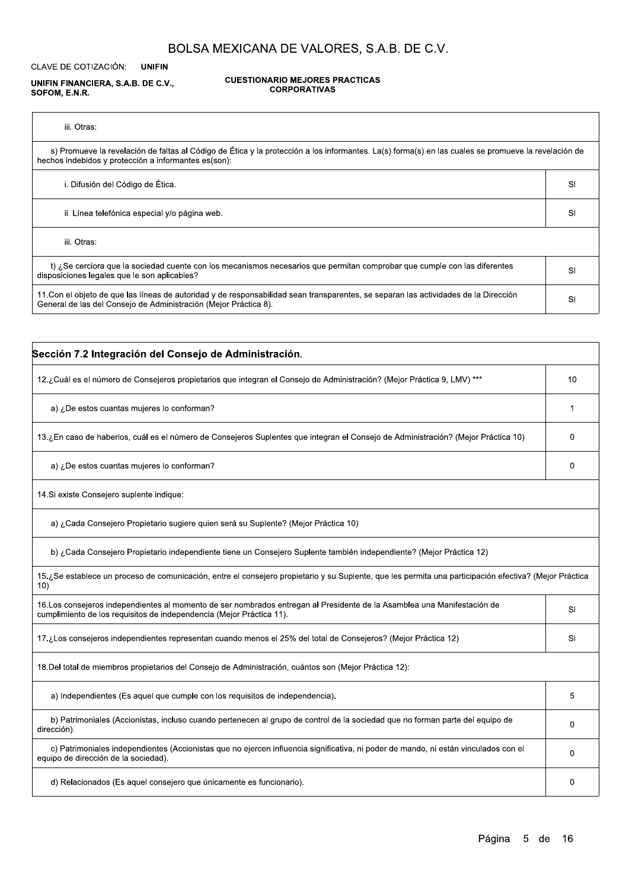| | |
|---|---|
| iii. Otras: | |
| s) Promueve la revelación de faltas al Código de Ética y la protección a los informantes. La(s) forma(s) en las cuales se promueve la revelación de hechos indebidos y protección a informantes es(son): | |
| i. Difusión del Código de Ética. | SI |
| ii. Línea telefónica especial y/o página web. | SI |
| iii. Otras: | |
| t) ¿Se cerciora que la sociedad cuente con los mecanismos necesarios que permitan comprobar que cumple con las diferentes disposiciones legales que le son aplicables? | SI |
| 11.Con el objeto de que las líneas de autoridad y de responsabilidad sean transparentes, se separan las actividades de la Dirección General de las del Consejo de Administración (Mejor Práctica 8). | SI |

## Sección 7.2 Integración del Consejo de Administración.

| | |
|---|---|
| 12.¿Cuál es el número de Consejeros propietarios que integran el Consejo de Administración? (Mejor Práctica 9, LMV) *** | 10 |
| a) ¿De estos cuantas mujeres lo conforman? | 1 |
| 13.¿En caso de haberlos, cuál es el número de Consejeros Suplentes que integran el Consejo de Administración? (Mejor Práctica 10) | 0 |
| a) ¿De estos cuantas mujeres lo conforman? | 0 |
| 14.Si existe Consejero suplente indique: | |
| a) ¿Cada Consejero Propietario sugiere quien será su Suplente? (Mejor Práctica 10) | |
| b) ¿Cada Consejero Propietario independiente tiene un Consejero Suplente también independiente? (Mejor Práctica 12) | |
| 15.¿Se establece un proceso de comunicación, entre el consejero propietario y su Suplente, que les permita una participación efectiva? (Mejor Práctica 10) | |
| 16.Los consejeros independientes al momento de ser nombrados entregan al Presidente de la Asamblea una Manifestación de cumplimiento de los requisitos de independencia (Mejor Práctica 11). | SI |
| 17.¿Los consejeros independientes representan cuando menos el 25% del total de Consejeros? (Mejor Práctica 12) | SI |
| 18.Del total de miembros propietarios del Consejo de Administración, cuántos son (Mejor Práctica 12): | |
| a) Independientes (Es aquel que cumple con los requisitos de independencia). | 5 |
| b) Patrimoniales (Accionistas, incluso cuando pertenecen al grupo de control de la sociedad que no forman parte del equipo de dirección). | 0 |
| c) Patrimoniales independientes (Accionistas que no ejercen influencia significativa, ni poder de mando, ni están vinculados con el equipo de dirección de la sociedad). | 0 |
| d) Relacionados (Es aquel consejero que únicamente es funcionario). | 0 |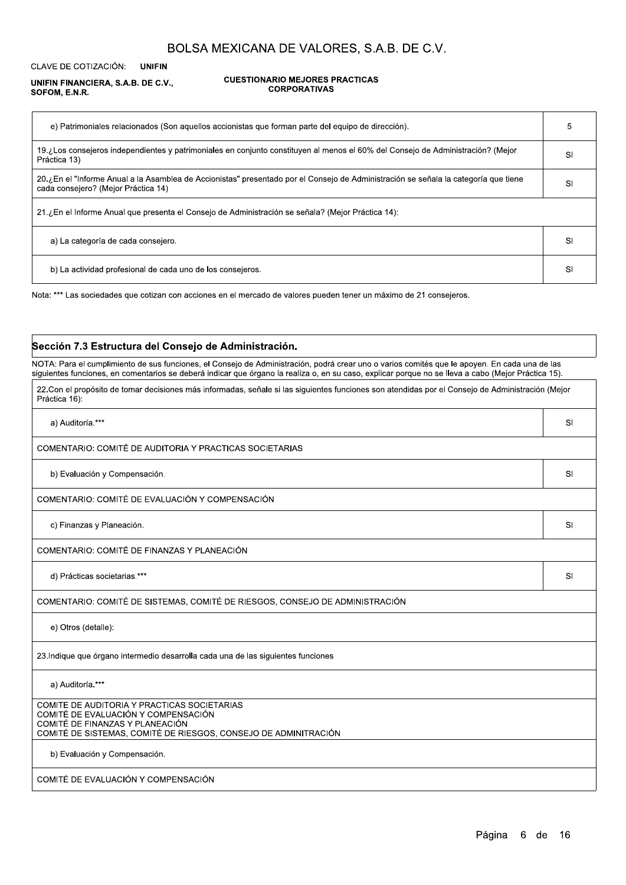| | |
|---|---|
| e) Patrimoniales relacionados (Son aquellos accionistas que forman parte del equipo de dirección). | 5 |
| 19.¿Los consejeros independientes y patrimoniales en conjunto constituyen al menos el 60% del Consejo de Administración? (Mejor Práctica 13) | SI |
| 20.¿En el "Informe Anual a la Asamblea de Accionistas" presentado por el Consejo de Administración se señala la categoría que tiene cada consejero? (Mejor Práctica 14) | SI |
| 21.¿En el Informe Anual que presenta el Consejo de Administración se señala? (Mejor Práctica 14): | |
| a) La categoría de cada consejero. | SI |
| b) La actividad profesional de cada uno de los consejeros. | SI |

Nota: *** Las sociedades que cotizan con acciones en el mercado de valores pueden tener un máximo de 21 consejeros.

## Sección 7.3 Estructura del Consejo de Administración.

NOTA: Para el cumplimiento de sus funciones, el Consejo de Administración, podrá crear uno o varios comités que le apoyen. En cada una de las siguientes funciones, en comentarios se deberá indicar que órgano la realiza o, en su caso, explicar porque no se lleva a cabo (Mejor Práctica 15).

| | |
|---|---|
| 22.Con el propósito de tomar decisiones más informadas, señale si las siguientes funciones son atendidas por el Consejo de Administración (Mejor Práctica 16): | |
| a) Auditoría.*** | SI |
| COMENTARIO: COMITÉ DE AUDITORIA Y PRACTICAS SOCIETARIAS | |
| b) Evaluación y Compensación. | SI |
| COMENTARIO: COMITÉ DE EVALUACIÓN Y COMPENSACIÓN | |
| c) Finanzas y Planeación. | SI |
| COMENTARIO: COMITÉ DE FINANZAS Y PLANEACIÓN | |
| d) Prácticas societarias.*** | SI |
| COMENTARIO: COMITÉ DE SISTEMAS, COMITÉ DE RIESGOS, CONSEJO DE ADMINISTRACIÓN | |
| e) Otros (detalle): | |
| 23.Indique que órgano intermedio desarrolla cada una de las siguientes funciones | |
| a) Auditoría.*** | |
| COMITE DE AUDITORIA Y PRACTICAS SOCIETARIAS<br>COMITÉ DE EVALUACIÓN Y COMPENSACIÓN<br>COMITÉ DE FINANZAS Y PLANEACIÓN<br>COMITÉ DE SISTEMAS, COMITÉ DE RIESGOS, CONSEJO DE ADMINITRACIÓN | |
| b) Evaluación y Compensación. | |
| COMITÉ DE EVALUACIÓN Y COMPENSACIÓN | |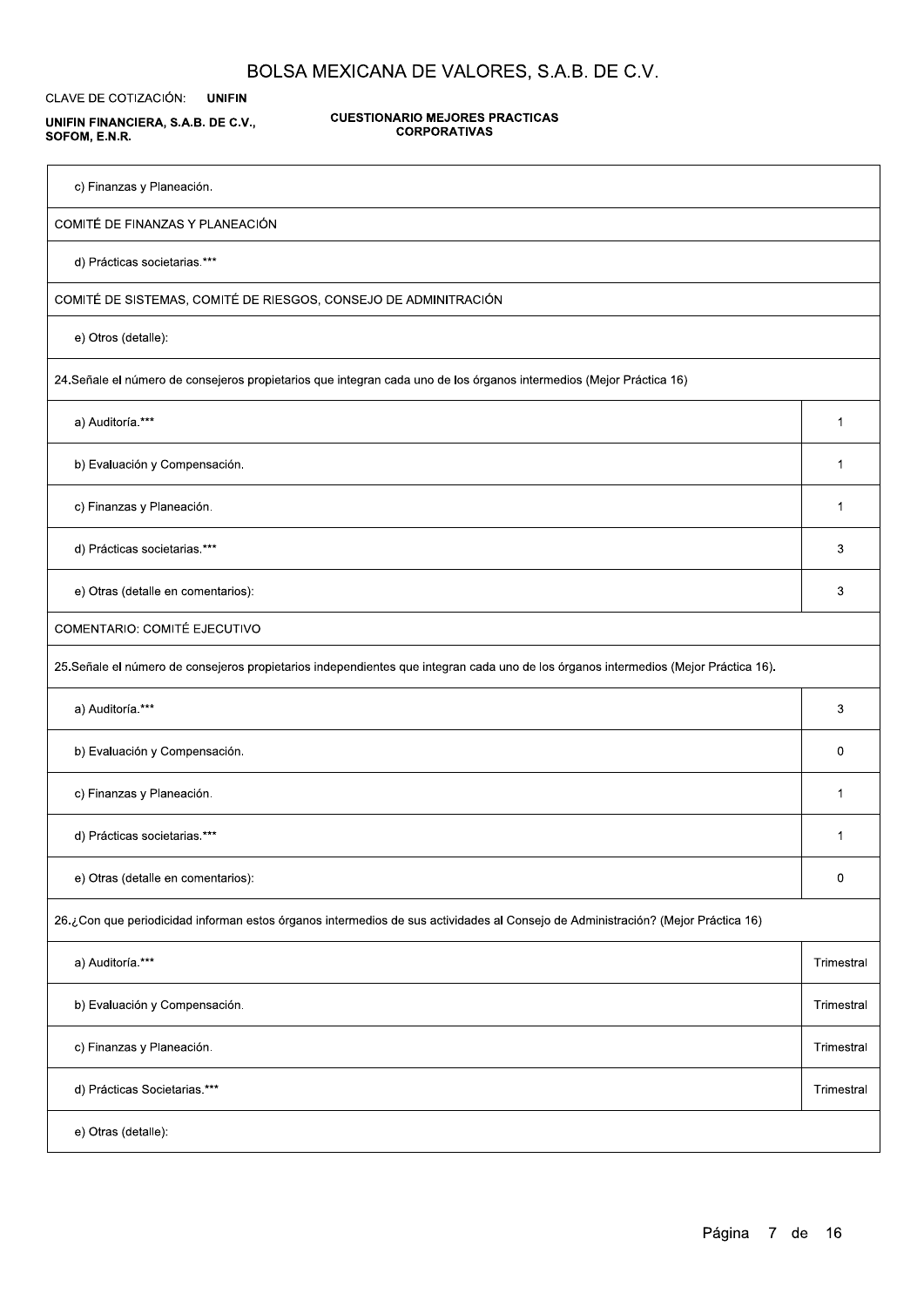| | |
|---|---|
| c) Finanzas y Planeación. | |
| COMITÉ DE FINANZAS Y PLANEACIÓN | |
| d) Prácticas societarias.*** | |
| COMITÉ DE SISTEMAS, COMITÉ DE RIESGOS, CONSEJO DE ADMINITRACIÓN | |
| e) Otros (detalle): | |
| 24.Señale el número de consejeros propietarios que integran cada uno de los órganos intermedios (Mejor Práctica 16) | |
| a) Auditoría.*** | 1 |
| b) Evaluación y Compensación. | 1 |
| c) Finanzas y Planeación. | 1 |
| d) Prácticas societarias.*** | 3 |
| e) Otras (detalle en comentarios): | 3 |
| COMENTARIO: COMITÉ EJECUTIVO | |
| 25.Señale el número de consejeros propietarios independientes que integran cada uno de los órganos intermedios (Mejor Práctica 16). | |
| a) Auditoría.*** | 3 |
| b) Evaluación y Compensación. | 0 |
| c) Finanzas y Planeación. | 1 |
| d) Prácticas societarias.*** | 1 |
| e) Otras (detalle en comentarios): | 0 |
| 26.¿Con que periodicidad informan estos órganos intermedios de sus actividades al Consejo de Administración? (Mejor Práctica 16) | |
| a) Auditoría.*** | Trimestral |
| b) Evaluación y Compensación. | Trimestral |
| c) Finanzas y Planeación. | Trimestral |
| d) Prácticas Societarias.*** | Trimestral |
| e) Otras (detalle): | |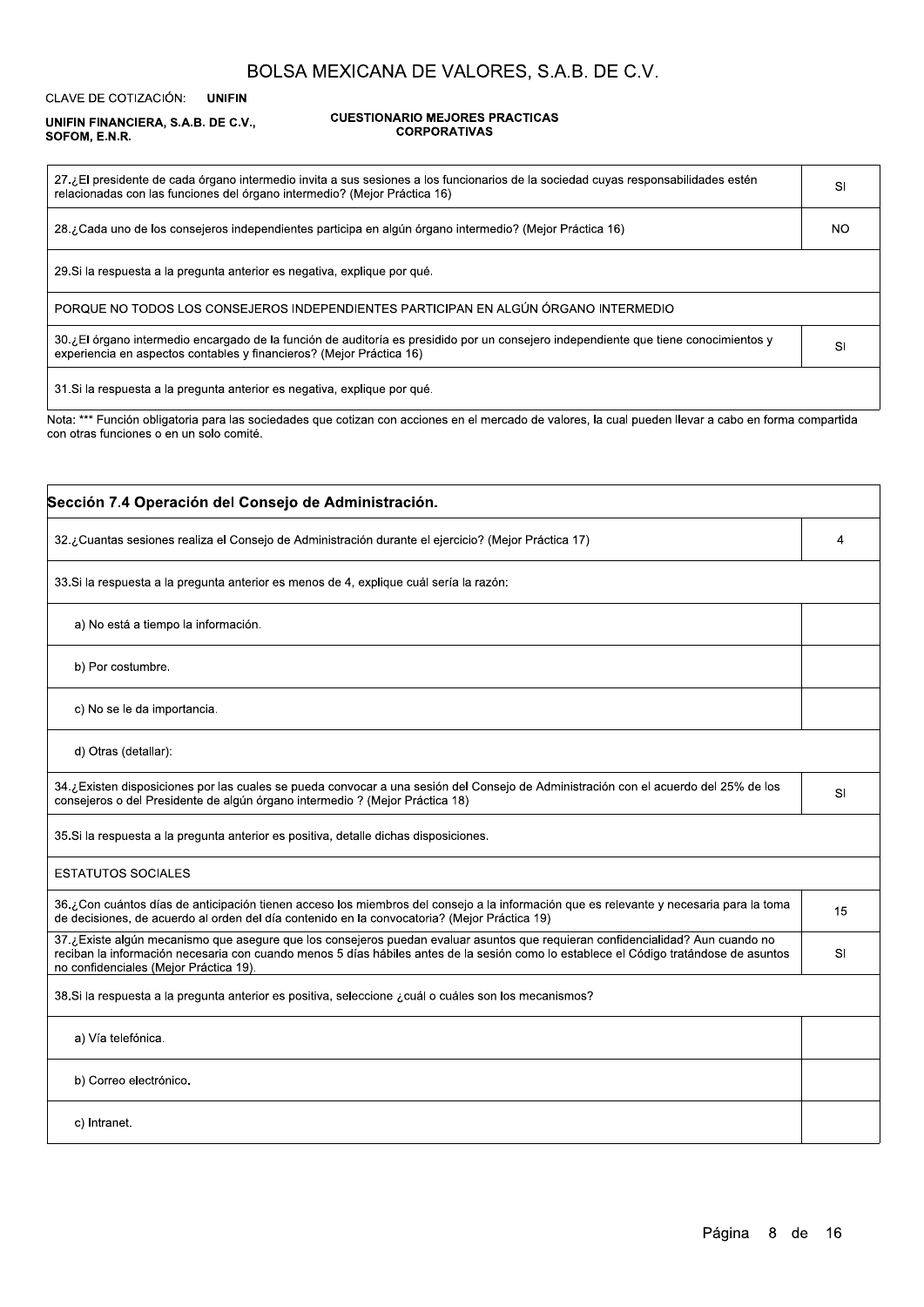BOLSA MEXICANA DE VALORES, S.A.B. DE C.V.

CLAVE DE COTIZACIÓN: **UNIFIN**

**UNIFIN FINANCIERA, S.A.B. DE C.V., SOFOM, E.N.R.**

**CUESTIONARIO MEJORES PRACTICAS CORPORATIVAS**

| | |
|---|---|
| 27.¿El presidente de cada órgano intermedio invita a sus sesiones a los funcionarios de la sociedad cuyas responsabilidades estén relacionadas con las funciones del órgano intermedio? (Mejor Práctica 16) | SI |
| 28.¿Cada uno de los consejeros independientes participa en algún órgano intermedio? (Mejor Práctica 16) | NO |
| 29.Si la respuesta a la pregunta anterior es negativa, explique por qué. | |
| PORQUE NO TODOS LOS CONSEJEROS INDEPENDIENTES PARTICIPAN EN ALGÚN ÓRGANO INTERMEDIO | |
| 30.¿El órgano intermedio encargado de la función de auditoría es presidido por un consejero independiente que tiene conocimientos y experiencia en aspectos contables y financieros? (Mejor Práctica 16) | SI |
| 31.Si la respuesta a la pregunta anterior es negativa, explique por qué. | |

Nota: *** Función obligatoria para las sociedades que cotizan con acciones en el mercado de valores, la cual pueden llevar a cabo en forma compartida con otras funciones o en un solo comité.

## Sección 7.4 Operación del Consejo de Administración.

| | |
|---|---|
| 32.¿Cuantas sesiones realiza el Consejo de Administración durante el ejercicio? (Mejor Práctica 17) | 4 |
| 33.Si la respuesta a la pregunta anterior es menos de 4, explique cuál sería la razón: | |
| a) No está a tiempo la información. | |
| b) Por costumbre. | |
| c) No se le da importancia. | |
| d) Otras (detallar): | |
| 34.¿Existen disposiciones por las cuales se pueda convocar a una sesión del Consejo de Administración con el acuerdo del 25% de los consejeros o del Presidente de algún órgano intermedio ? (Mejor Práctica 18) | SI |
| 35.Si la respuesta a la pregunta anterior es positiva, detalle dichas disposiciones. | |
| ESTATUTOS SOCIALES | |
| 36.¿Con cuántos días de anticipación tienen acceso los miembros del consejo a la información que es relevante y necesaria para la toma de decisiones, de acuerdo al orden del día contenido en la convocatoria? (Mejor Práctica 19) | 15 |
| 37.¿Existe algún mecanismo que asegure que los consejeros puedan evaluar asuntos que requieran confidencialidad? Aun cuando no reciban la información necesaria con cuando menos 5 días hábiles antes de la sesión como lo establece el Código tratándose de asuntos no confidenciales (Mejor Práctica 19). | SI |
| 38.Si la respuesta a la pregunta anterior es positiva, seleccione ¿cuál o cuáles son los mecanismos? | |
| a) Vía telefónica. | |
| b) Correo electrónico. | |
| c) Intranet. | |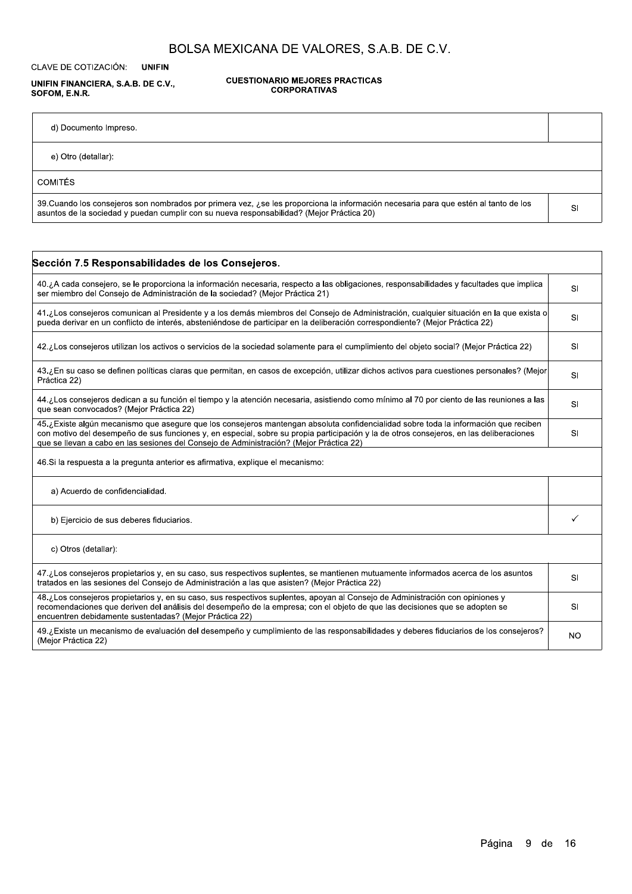| | |
|---|---|
| d) Documento Impreso. | |
| e) Otro (detallar): | |
| COMITÉS | |
| 39.Cuando los consejeros son nombrados por primera vez, ¿se les proporciona la información necesaria para que estén al tanto de los asuntos de la sociedad y puedan cumplir con su nueva responsabilidad? (Mejor Práctica 20) | SI |

| Sección 7.5 Responsabilidades de los Consejeros. | |
|---|---|
| 40.¿A cada consejero, se le proporciona la información necesaria, respecto a las obligaciones, responsabilidades y facultades que implica ser miembro del Consejo de Administración de la sociedad? (Mejor Práctica 21) | SI |
| 41.¿Los consejeros comunican al Presidente y a los demás miembros del Consejo de Administración, cualquier situación en la que exista o pueda derivar en un conflicto de interés, absteniéndose de participar en la deliberación correspondiente? (Mejor Práctica 22) | SI |
| 42.¿Los consejeros utilizan los activos o servicios de la sociedad solamente para el cumplimiento del objeto social? (Mejor Práctica 22) | SI |
| 43.¿En su caso se definen políticas claras que permitan, en casos de excepción, utilizar dichos activos para cuestiones personales? (Mejor Práctica 22) | SI |
| 44.¿Los consejeros dedican a su función el tiempo y la atención necesaria, asistiendo como mínimo al 70 por ciento de las reuniones a las que sean convocados? (Mejor Práctica 22) | SI |
| 45.¿Existe algún mecanismo que asegure que los consejeros mantengan absoluta confidencialidad sobre toda la información que reciben con motivo del desempeño de sus funciones y, en especial, sobre su propia participación y la de otros consejeros, en las deliberaciones que se llevan a cabo en las sesiones del Consejo de Administración? (Mejor Práctica 22) | SI |
| 46.Si la respuesta a la pregunta anterior es afirmativa, explique el mecanismo: | |
| a) Acuerdo de confidencialidad. | |
| b) Ejercicio de sus deberes fiduciarios. | ✓ |
| c) Otros (detallar): | |
| 47.¿Los consejeros propietarios y, en su caso, sus respectivos suplentes, se mantienen mutuamente informados acerca de los asuntos tratados en las sesiones del Consejo de Administración a las que asisten? (Mejor Práctica 22) | SI |
| 48.¿Los consejeros propietarios y, en su caso, sus respectivos suplentes, apoyan al Consejo de Administración con opiniones y recomendaciones que deriven del análisis del desempeño de la empresa; con el objeto de que las decisiones que se adopten se encuentren debidamente sustentadas? (Mejor Práctica 22) | SI |
| 49.¿Existe un mecanismo de evaluación del desempeño y cumplimiento de las responsabilidades y deberes fiduciarios de los consejeros? (Mejor Práctica 22) | NO |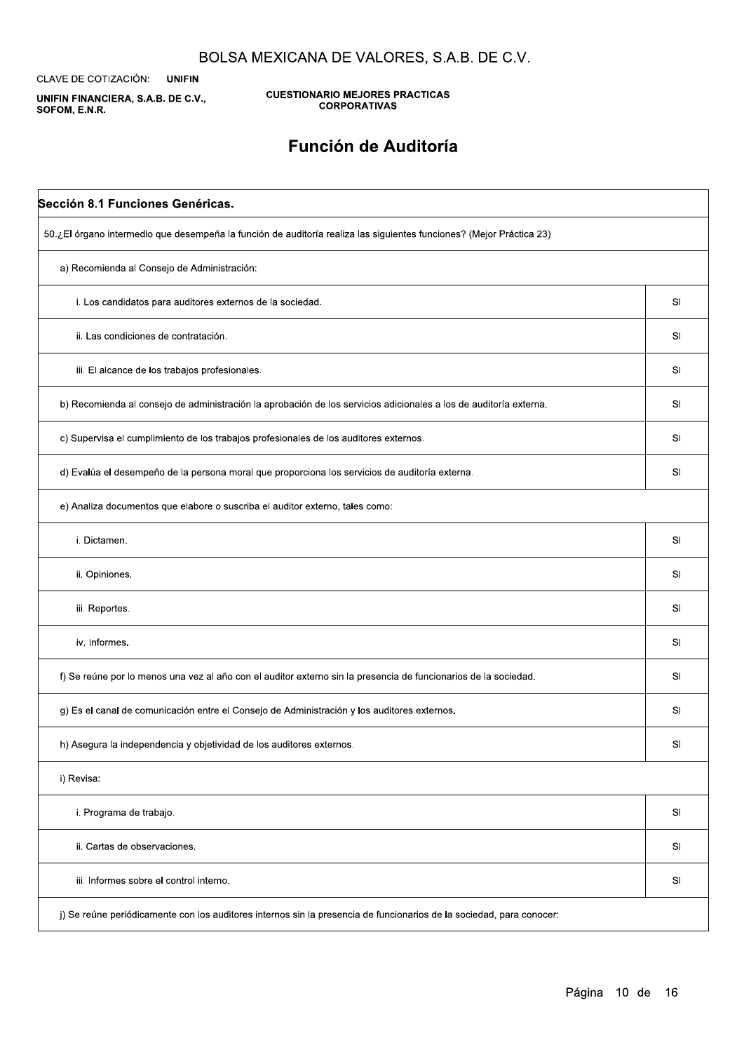BOLSA MEXICANA DE VALORES, S.A.B. DE C.V.

CLAVE DE COTIZACIÓN: **UNIFIN**

**UNIFIN FINANCIERA, S.A.B. DE C.V., SOFOM, E.N.R.**

**CUESTIONARIO MEJORES PRACTICAS CORPORATIVAS**

# Función de Auditoría

| **Sección 8.1 Funciones Genéricas.** | |
|---|---|
| 50.¿El órgano intermedio que desempeña la función de auditoría realiza las siguientes funciones? (Mejor Práctica 23) | |
| a) Recomienda al Consejo de Administración: | |
| i. Los candidatos para auditores externos de la sociedad. | SI |
| ii. Las condiciones de contratación. | SI |
| iii. El alcance de los trabajos profesionales. | SI |
| b) Recomienda al consejo de administración la aprobación de los servicios adicionales a los de auditoría externa. | SI |
| c) Supervisa el cumplimiento de los trabajos profesionales de los auditores externos. | SI |
| d) Evalúa el desempeño de la persona moral que proporciona los servicios de auditoría externa. | SI |
| e) Analiza documentos que elabore o suscriba el auditor externo, tales como: | |
| i. Dictamen. | SI |
| ii. Opiniones. | SI |
| iii. Reportes. | SI |
| iv. Informes. | SI |
| f) Se reúne por lo menos una vez al año con el auditor externo sin la presencia de funcionarios de la sociedad. | SI |
| g) Es el canal de comunicación entre el Consejo de Administración y los auditores externos. | SI |
| h) Asegura la independencia y objetividad de los auditores externos. | SI |
| i) Revisa: | |
| i. Programa de trabajo. | SI |
| ii. Cartas de observaciones. | SI |
| iii. Informes sobre el control interno. | SI |
| j) Se reúne periódicamente con los auditores internos sin la presencia de funcionarios de la sociedad, para conocer: | |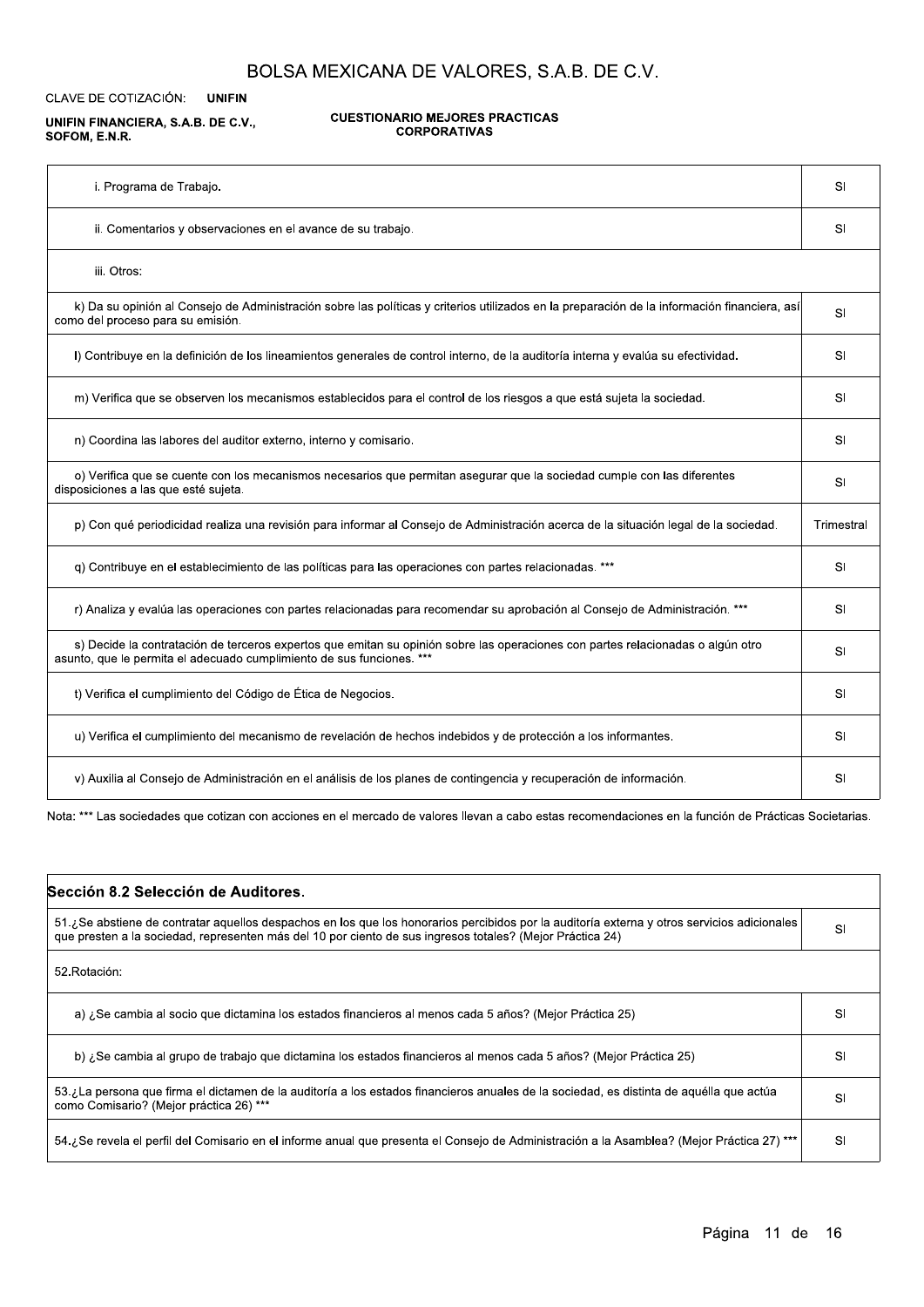| | |
|---|---|
| i. Programa de Trabajo. | SI |
| ii. Comentarios y observaciones en el avance de su trabajo. | SI |
| iii. Otros: | |
| k) Da su opinión al Consejo de Administración sobre las políticas y criterios utilizados en la preparación de la información financiera, así como del proceso para su emisión. | SI |
| l) Contribuye en la definición de los lineamientos generales de control interno, de la auditoría interna y evalúa su efectividad. | SI |
| m) Verifica que se observen los mecanismos establecidos para el control de los riesgos a que está sujeta la sociedad. | SI |
| n) Coordina las labores del auditor externo, interno y comisario. | SI |
| o) Verifica que se cuente con los mecanismos necesarios que permitan asegurar que la sociedad cumple con las diferentes disposiciones a las que esté sujeta. | SI |
| p) Con qué periodicidad realiza una revisión para informar al Consejo de Administración acerca de la situación legal de la sociedad. | Trimestral |
| q) Contribuye en el establecimiento de las políticas para las operaciones con partes relacionadas. *** | SI |
| r) Analiza y evalúa las operaciones con partes relacionadas para recomendar su aprobación al Consejo de Administración. *** | SI |
| s) Decide la contratación de terceros expertos que emitan su opinión sobre las operaciones con partes relacionadas o algún otro asunto, que le permita el adecuado cumplimiento de sus funciones. *** | SI |
| t) Verifica el cumplimiento del Código de Ética de Negocios. | SI |
| u) Verifica el cumplimiento del mecanismo de revelación de hechos indebidos y de protección a los informantes. | SI |
| v) Auxilia al Consejo de Administración en el análisis de los planes de contingencia y recuperación de información. | SI |

Nota: *** Las sociedades que cotizan con acciones en el mercado de valores llevan a cabo estas recomendaciones en la función de Prácticas Societarias.

| Sección 8.2 Selección de Auditores. | |
|---|---|
| 51.¿Se abstiene de contratar aquellos despachos en los que los honorarios percibidos por la auditoría externa y otros servicios adicionales que presten a la sociedad, representen más del 10 por ciento de sus ingresos totales? (Mejor Práctica 24) | SI |
| 52.Rotación: | |
| a) ¿Se cambia al socio que dictamina los estados financieros al menos cada 5 años? (Mejor Práctica 25) | SI |
| b) ¿Se cambia al grupo de trabajo que dictamina los estados financieros al menos cada 5 años? (Mejor Práctica 25) | SI |
| 53.¿La persona que firma el dictamen de la auditoría a los estados financieros anuales de la sociedad, es distinta de aquélla que actúa como Comisario? (Mejor práctica 26) *** | SI |
| 54.¿Se revela el perfil del Comisario en el informe anual que presenta el Consejo de Administración a la Asamblea? (Mejor Práctica 27) *** | SI |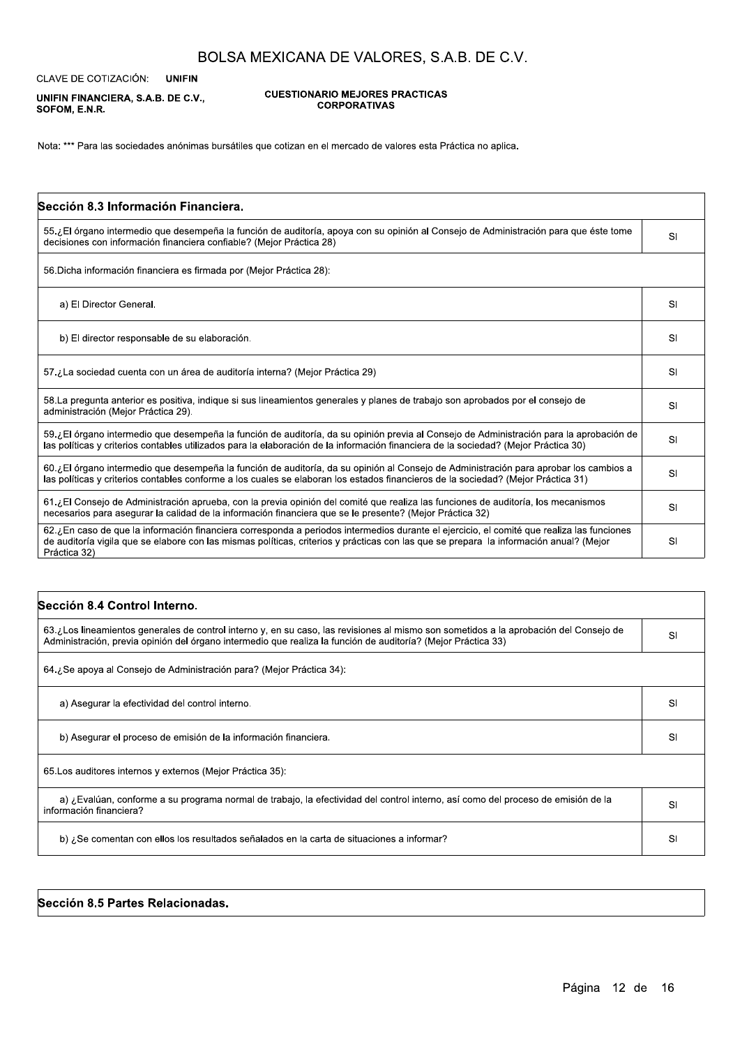BOLSA MEXICANA DE VALORES, S.A.B. DE C.V.

CLAVE DE COTIZACIÓN: **UNIFIN**

**UNIFIN FINANCIERA, S.A.B. DE C.V., SOFOM, E.N.R.**

**CUESTIONARIO MEJORES PRACTICAS CORPORATIVAS**

Nota: *** Para las sociedades anónimas bursátiles que cotizan en el mercado de valores esta Práctica no aplica.

| **Sección 8.3 Información Financiera.** | |
|---|---|
| 55.¿El órgano intermedio que desempeña la función de auditoría, apoya con su opinión al Consejo de Administración para que éste tome decisiones con información financiera confiable? (Mejor Práctica 28) | SI |
| 56.Dicha información financiera es firmada por (Mejor Práctica 28): | |
| a) El Director General. | SI |
| b) El director responsable de su elaboración. | SI |
| 57.¿La sociedad cuenta con un área de auditoría interna? (Mejor Práctica 29) | SI |
| 58.La pregunta anterior es positiva, indique si sus lineamientos generales y planes de trabajo son aprobados por el consejo de administración (Mejor Práctica 29). | SI |
| 59.¿El órgano intermedio que desempeña la función de auditoría, da su opinión previa al Consejo de Administración para la aprobación de las políticas y criterios contables utilizados para la elaboración de la información financiera de la sociedad? (Mejor Práctica 30) | SI |
| 60.¿El órgano intermedio que desempeña la función de auditoría, da su opinión al Consejo de Administración para aprobar los cambios a las políticas y criterios contables conforme a los cuales se elaboran los estados financieros de la sociedad? (Mejor Práctica 31) | SI |
| 61.¿El Consejo de Administración aprueba, con la previa opinión del comité que realiza las funciones de auditoría, los mecanismos necesarios para asegurar la calidad de la información financiera que se le presente? (Mejor Práctica 32) | SI |
| 62.¿En caso de que la información financiera corresponda a periodos intermedios durante el ejercicio, el comité que realiza las funciones de auditoría vigila que se elabore con las mismas políticas, criterios y prácticas con las que se prepara la información anual? (Mejor Práctica 32) | SI |

| **Sección 8.4 Control Interno.** | |
|---|---|
| 63.¿Los lineamientos generales de control interno y, en su caso, las revisiones al mismo son sometidos a la aprobación del Consejo de Administración, previa opinión del órgano intermedio que realiza la función de auditoría? (Mejor Práctica 33) | SI |
| 64.¿Se apoya al Consejo de Administración para? (Mejor Práctica 34): | |
| a) Asegurar la efectividad del control interno. | SI |
| b) Asegurar el proceso de emisión de la información financiera. | SI |
| 65.Los auditores internos y externos (Mejor Práctica 35): | |
| a) ¿Evalúan, conforme a su programa normal de trabajo, la efectividad del control interno, así como del proceso de emisión de la información financiera? | SI |
| b) ¿Se comentan con ellos los resultados señalados en la carta de situaciones a informar? | SI |

| **Sección 8.5 Partes Relacionadas.** |
|---|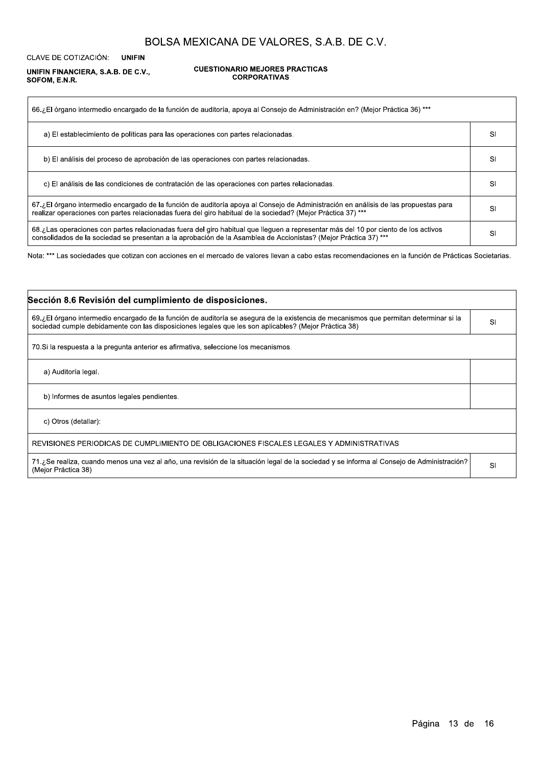BOLSA MEXICANA DE VALORES, S.A.B. DE C.V.

CLAVE DE COTIZACIÓN: **UNIFIN**

**UNIFIN FINANCIERA, S.A.B. DE C.V., SOFOM, E.N.R.**

**CUESTIONARIO MEJORES PRACTICAS CORPORATIVAS**

| 66.¿El órgano intermedio encargado de la función de auditoría, apoya al Consejo de Administración en? (Mejor Práctica 36) *** | |
|---|---|
| a) El establecimiento de políticas para las operaciones con partes relacionadas. | SI |
| b) El análisis del proceso de aprobación de las operaciones con partes relacionadas. | SI |
| c) El análisis de las condiciones de contratación de las operaciones con partes relacionadas. | SI |
| 67.¿El órgano intermedio encargado de la función de auditoría apoya al Consejo de Administración en análisis de las propuestas para realizar operaciones con partes relacionadas fuera del giro habitual de la sociedad? (Mejor Práctica 37) *** | SI |
| 68.¿Las operaciones con partes relacionadas fuera del giro habitual que lleguen a representar más del 10 por ciento de los activos consolidados de la sociedad se presentan a la aprobación de la Asamblea de Accionistas? (Mejor Práctica 37) *** | SI |

Nota: *** Las sociedades que cotizan con acciones en el mercado de valores llevan a cabo estas recomendaciones en la función de Prácticas Societarias.

## Sección 8.6 Revisión del cumplimiento de disposiciones.

| 69.¿El órgano intermedio encargado de la función de auditoría se asegura de la existencia de mecanismos que permitan determinar si la sociedad cumple debidamente con las disposiciones legales que les son aplicables? (Mejor Práctica 38) | SI |
|---|---|
| 70.Si la respuesta a la pregunta anterior es afirmativa, seleccione los mecanismos. | |
| a) Auditoría legal. | |
| b) Informes de asuntos legales pendientes. | |
| c) Otros (detallar): | |
| REVISIONES PERIODICAS DE CUMPLIMIENTO DE OBLIGACIONES FISCALES LEGALES Y ADMINISTRATIVAS | |
| 71.¿Se realiza, cuando menos una vez al año, una revisión de la situación legal de la sociedad y se informa al Consejo de Administración? (Mejor Práctica 38) | SI |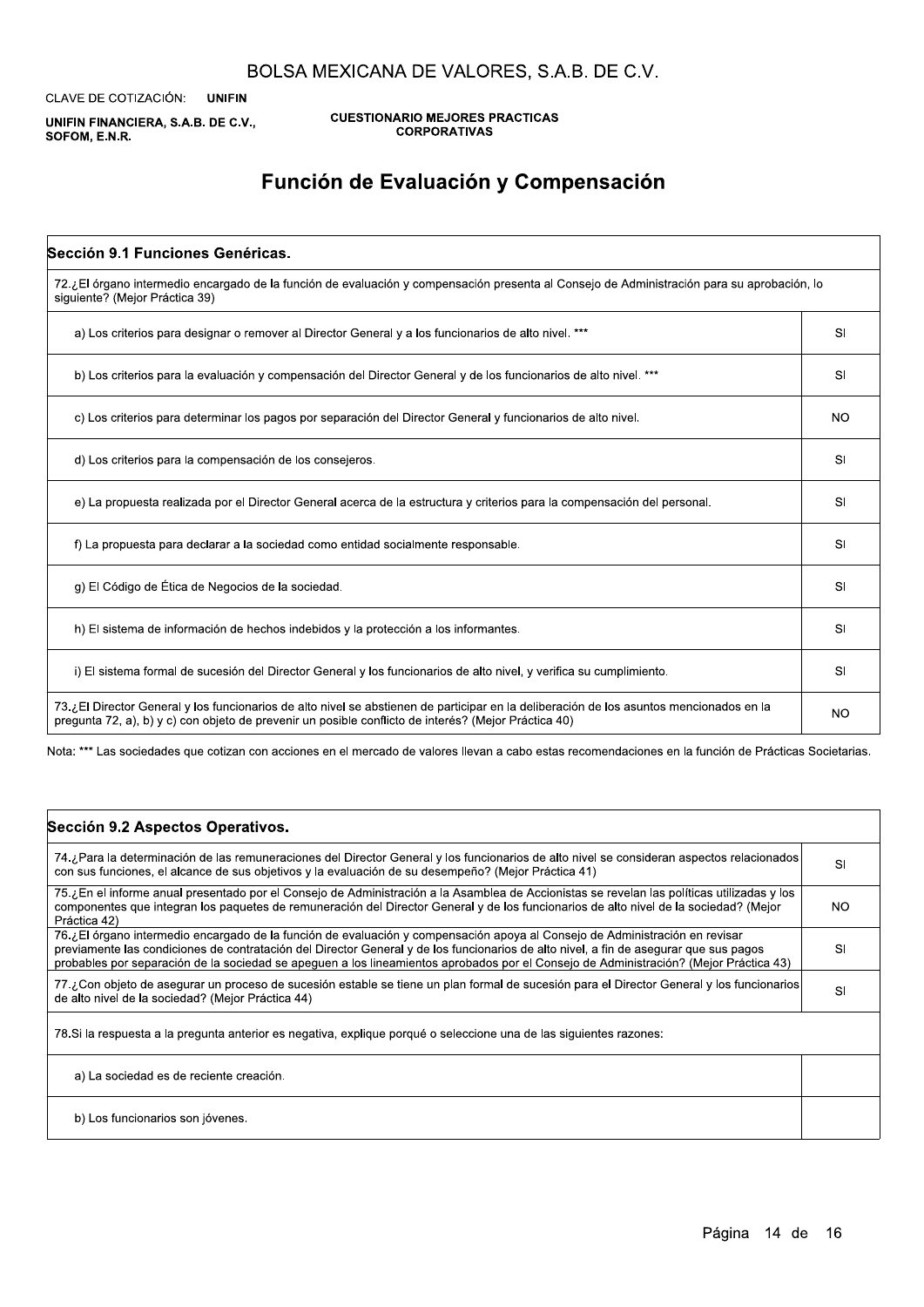# BOLSA MEXICANA DE VALORES, S.A.B. DE C.V.

CLAVE DE COTIZACIÓN: **UNIFIN**

**UNIFIN FINANCIERA, S.A.B. DE C.V., SOFOM, E.N.R.**

**CUESTIONARIO MEJORES PRACTICAS CORPORATIVAS**

## Función de Evaluación y Compensación

| **Sección 9.1 Funciones Genéricas.** | |
|---|---|
| 72.¿El órgano intermedio encargado de la función de evaluación y compensación presenta al Consejo de Administración para su aprobación, lo siguiente? (Mejor Práctica 39) | |
| a) Los criterios para designar o remover al Director General y a los funcionarios de alto nivel. *** | SI |
| b) Los criterios para la evaluación y compensación del Director General y de los funcionarios de alto nivel. *** | SI |
| c) Los criterios para determinar los pagos por separación del Director General y funcionarios de alto nivel. | NO |
| d) Los criterios para la compensación de los consejeros. | SI |
| e) La propuesta realizada por el Director General acerca de la estructura y criterios para la compensación del personal. | SI |
| f) La propuesta para declarar a la sociedad como entidad socialmente responsable. | SI |
| g) El Código de Ética de Negocios de la sociedad. | SI |
| h) El sistema de información de hechos indebidos y la protección a los informantes. | SI |
| i) El sistema formal de sucesión del Director General y los funcionarios de alto nivel, y verifica su cumplimiento. | SI |
| 73.¿El Director General y los funcionarios de alto nivel se abstienen de participar en la deliberación de los asuntos mencionados en la pregunta 72, a), b) y c) con objeto de prevenir un posible conflicto de interés? (Mejor Práctica 40) | NO |

Nota: *** Las sociedades que cotizan con acciones en el mercado de valores llevan a cabo estas recomendaciones en la función de Prácticas Societarias.

| **Sección 9.2 Aspectos Operativos.** | |
|---|---|
| 74.¿Para la determinación de las remuneraciones del Director General y los funcionarios de alto nivel se consideran aspectos relacionados con sus funciones, el alcance de sus objetivos y la evaluación de su desempeño? (Mejor Práctica 41) | SI |
| 75.¿En el informe anual presentado por el Consejo de Administración a la Asamblea de Accionistas se revelan las políticas utilizadas y los componentes que integran los paquetes de remuneración del Director General y de los funcionarios de alto nivel de la sociedad? (Mejor Práctica 42) | NO |
| 76.¿El órgano intermedio encargado de la función de evaluación y compensación apoya al Consejo de Administración en revisar previamente las condiciones de contratación del Director General y de los funcionarios de alto nivel, a fin de asegurar que sus pagos probables por separación de la sociedad se apeguen a los lineamientos aprobados por el Consejo de Administración? (Mejor Práctica 43) | SI |
| 77.¿Con objeto de asegurar un proceso de sucesión estable se tiene un plan formal de sucesión para el Director General y los funcionarios de alto nivel de la sociedad? (Mejor Práctica 44) | SI |
| 78.Si la respuesta a la pregunta anterior es negativa, explique porqué o seleccione una de las siguientes razones: | |
| a) La sociedad es de reciente creación. | |
| b) Los funcionarios son jóvenes. | |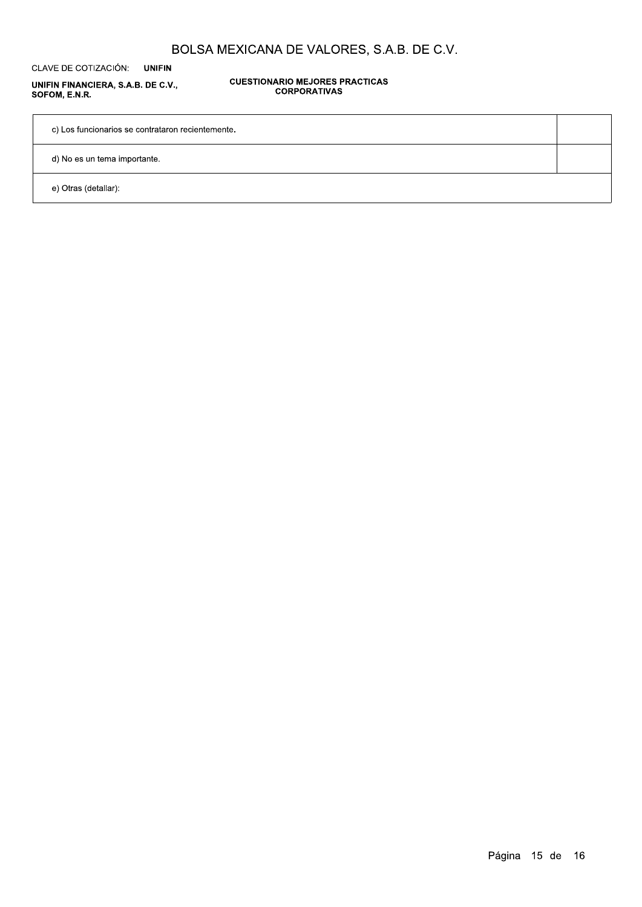| | |
|---|---|
| c) Los funcionarios se contrataron recientemente. | |
| d) No es un tema importante. | |
| e) Otras (detallar): | |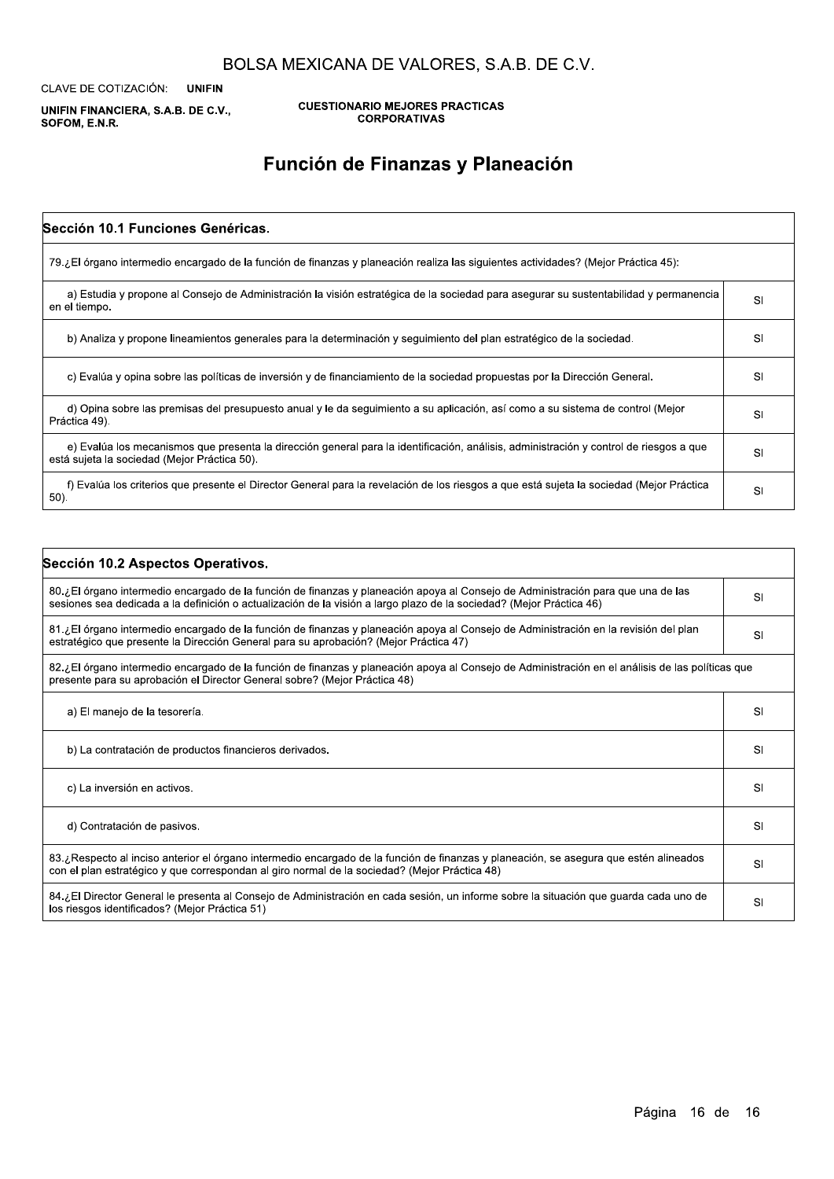# BOLSA MEXICANA DE VALORES, S.A.B. DE C.V.

CLAVE DE COTIZACIÓN: **UNIFIN**

**UNIFIN FINANCIERA, S.A.B. DE C.V., SOFOM, E.N.R.**

**CUESTIONARIO MEJORES PRACTICAS CORPORATIVAS**

## Función de Finanzas y Planeación

| **Sección 10.1 Funciones Genéricas.** | |
|---|---|
| 79.¿El órgano intermedio encargado de la función de finanzas y planeación realiza las siguientes actividades? (Mejor Práctica 45): | |
| a) Estudia y propone al Consejo de Administración la visión estratégica de la sociedad para asegurar su sustentabilidad y permanencia en el tiempo. | SI |
| b) Analiza y propone lineamientos generales para la determinación y seguimiento del plan estratégico de la sociedad. | SI |
| c) Evalúa y opina sobre las políticas de inversión y de financiamiento de la sociedad propuestas por la Dirección General. | SI |
| d) Opina sobre las premisas del presupuesto anual y le da seguimiento a su aplicación, así como a su sistema de control (Mejor Práctica 49). | SI |
| e) Evalúa los mecanismos que presenta la dirección general para la identificación, análisis, administración y control de riesgos a que está sujeta la sociedad (Mejor Práctica 50). | SI |
| f) Evalúa los criterios que presente el Director General para la revelación de los riesgos a que está sujeta la sociedad (Mejor Práctica 50). | SI |

| **Sección 10.2 Aspectos Operativos.** | |
|---|---|
| 80.¿El órgano intermedio encargado de la función de finanzas y planeación apoya al Consejo de Administración para que una de las sesiones sea dedicada a la definición o actualización de la visión a largo plazo de la sociedad? (Mejor Práctica 46) | SI |
| 81.¿El órgano intermedio encargado de la función de finanzas y planeación apoya al Consejo de Administración en la revisión del plan estratégico que presente la Dirección General para su aprobación? (Mejor Práctica 47) | SI |
| 82.¿El órgano intermedio encargado de la función de finanzas y planeación apoya al Consejo de Administración en el análisis de las políticas que presente para su aprobación el Director General sobre? (Mejor Práctica 48) | |
| a) El manejo de la tesorería. | SI |
| b) La contratación de productos financieros derivados. | SI |
| c) La inversión en activos. | SI |
| d) Contratación de pasivos. | SI |
| 83.¿Respecto al inciso anterior el órgano intermedio encargado de la función de finanzas y planeación, se asegura que estén alineados con el plan estratégico y que correspondan al giro normal de la sociedad? (Mejor Práctica 48) | SI |
| 84.¿El Director General le presenta al Consejo de Administración en cada sesión, un informe sobre la situación que guarda cada uno de los riesgos identificados? (Mejor Práctica 51) | SI |